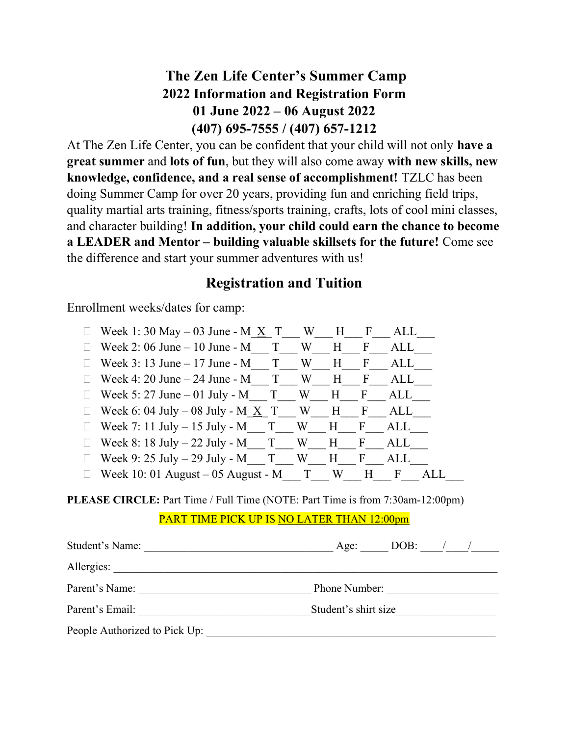# The Zen Life Center's Summer Camp
## 2022 Information and Registration Form
## 01 June 2022 – 06 August 2022
## (407) 695-7555 / (407) 657-1212

At The Zen Life Center, you can be confident that your child will not only **have a great summer** and **lots of fun**, but they will also come away **with new skills, new knowledge, confidence, and a real sense of accomplishment!** TZLC has been doing Summer Camp for over 20 years, providing fun and enriching field trips, quality martial arts training, fitness/sports training, crafts, lots of cool mini classes, and character building! **In addition, your child could earn the chance to become a LEADER and Mentor – building valuable skillsets for the future!** Come see the difference and start your summer adventures with us!

## Registration and Tuition

Enrollment weeks/dates for camp:

- ☐ Week 1: 30 May – 03 June - M_X_ T___ W___ H___ F___ ALL___
- ☐ Week 2: 06 June – 10 June - M___ T___ W___ H___ F___ ALL___
- ☐ Week 3: 13 June – 17 June - M___ T___ W___ H___ F___ ALL___
- ☐ Week 4: 20 June – 24 June - M___ T___ W___ H___ F___ ALL___
- ☐ Week 5: 27 June – 01 July - M___ T___ W___ H___ F___ ALL___
- ☐ Week 6: 04 July – 08 July - M_X_ T___ W___ H___ F___ ALL___
- ☐ Week 7: 11 July – 15 July - M___ T___ W___ H___ F___ ALL___
- ☐ Week 8: 18 July – 22 July - M___ T___ W___ H___ F___ ALL___
- ☐ Week 9: 25 July – 29 July - M___ T___ W___ H___ F___ ALL___
- ☐ Week 10: 01 August – 05 August - M___ T___ W___ H___ F___ ALL___

**PLEASE CIRCLE:** Part Time / Full Time (NOTE: Part Time is from 7:30am-12:00pm)

PART TIME PICK UP IS NO LATER THAN 12:00pm

Student's Name: ________________________________ Age: _____ DOB: ____/____/_____

Allergies: ____________________________________________________________________

Parent's Name: ____________________________ Phone Number: ____________________

Parent's Email: ____________________________ Student's shirt size__________________

People Authorized to Pick Up: _______________________________________________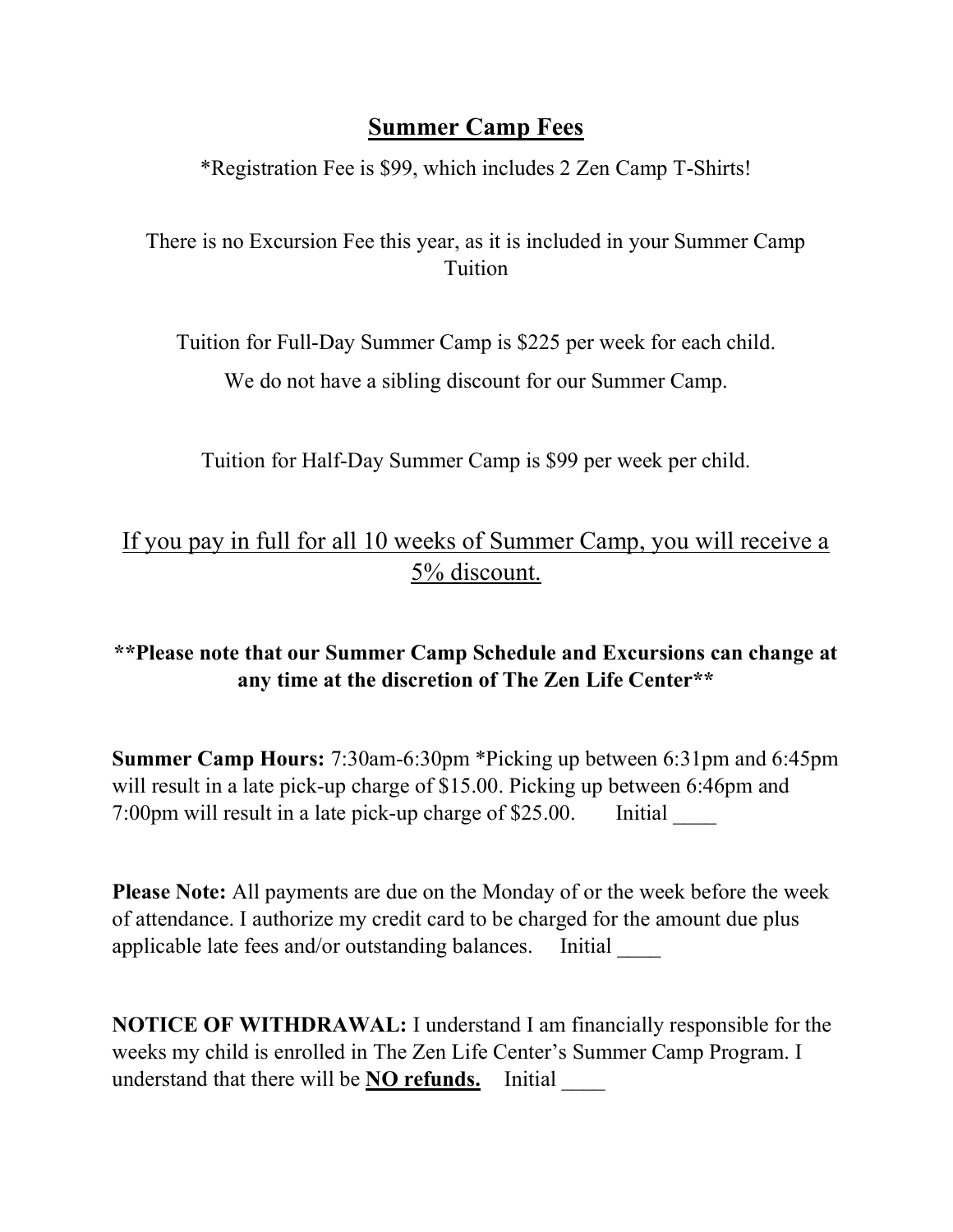## Summary Camp Fees

## <u>Summer Camp Fees</u>

*Registration Fee is $99, which includes 2 Zen Camp T-Shirts!

There is no Excursion Fee this year, as it is included in your Summer Camp Tuition

Tuition for Full-Day Summer Camp is $225 per week for each child.

We do not have a sibling discount for our Summer Camp.

Tuition for Half-Day Summer Camp is $99 per week per child.

<u>If you pay in full for all 10 weeks of Summer Camp, you will receive a 5% discount.</u>

**\*\*Please note that our Summer Camp Schedule and Excursions can change at any time at the discretion of The Zen Life Center\*\***

**Summer Camp Hours:** 7:30am-6:30pm *Picking up between 6:31pm and 6:45pm will result in a late pick-up charge of $15.00. Picking up between 6:46pm and 7:00pm will result in a late pick-up charge of $25.00. Initial ____

**Please Note:** All payments are due on the Monday of or the week before the week of attendance. I authorize my credit card to be charged for the amount due plus applicable late fees and/or outstanding balances. Initial ____

**NOTICE OF WITHDRAWAL:** I understand I am financially responsible for the weeks my child is enrolled in The Zen Life Center's Summer Camp Program. I understand that there will be **<u>NO refunds.</u>** Initial ____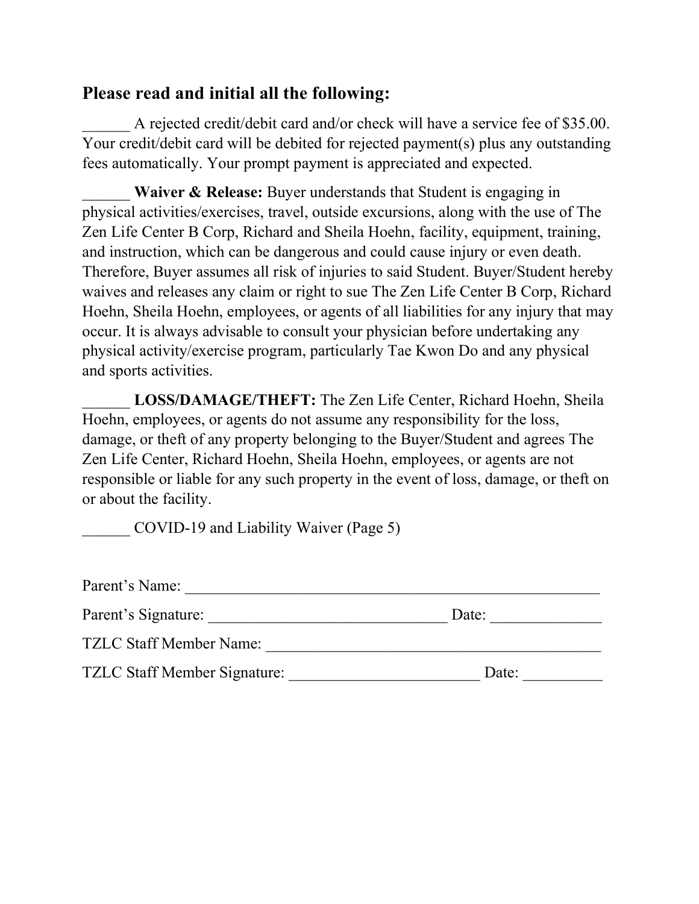### Please read and initial all the following:

______ A rejected credit/debit card and/or check will have a service fee of $35.00. Your credit/debit card will be debited for rejected payment(s) plus any outstanding fees automatically. Your prompt payment is appreciated and expected.

______ **Waiver & Release:** Buyer understands that Student is engaging in physical activities/exercises, travel, outside excursions, along with the use of The Zen Life Center B Corp, Richard and Sheila Hoehn, facility, equipment, training, and instruction, which can be dangerous and could cause injury or even death. Therefore, Buyer assumes all risk of injuries to said Student. Buyer/Student hereby waives and releases any claim or right to sue The Zen Life Center B Corp, Richard Hoehn, Sheila Hoehn, employees, or agents of all liabilities for any injury that may occur. It is always advisable to consult your physician before undertaking any physical activity/exercise program, particularly Tae Kwon Do and any physical and sports activities.

______ **LOSS/DAMAGE/THEFT:** The Zen Life Center, Richard Hoehn, Sheila Hoehn, employees, or agents do not assume any responsibility for the loss, damage, or theft of any property belonging to the Buyer/Student and agrees The Zen Life Center, Richard Hoehn, Sheila Hoehn, employees, or agents are not responsible or liable for any such property in the event of loss, damage, or theft on or about the facility.

______ COVID-19 and Liability Waiver (Page 5)

Parent's Name: ____________________________________________________

Parent's Signature: ______________________________ Date: _____________

TZLC Staff Member Name: __________________________________________

TZLC Staff Member Signature: _______________________ Date: _________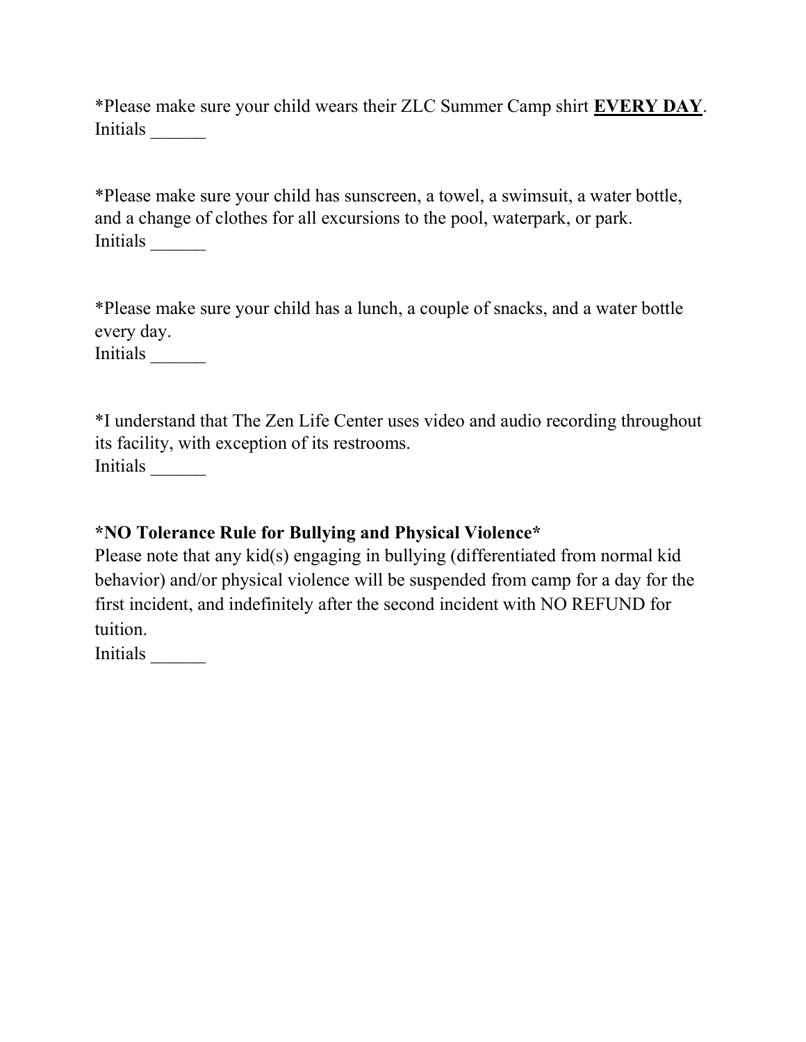*Please make sure your child wears their ZLC Summer Camp shirt **<u>EVERY DAY</u>**.
Initials ______

*Please make sure your child has sunscreen, a towel, a swimsuit, a water bottle, and a change of clothes for all excursions to the pool, waterpark, or park.
Initials ______

*Please make sure your child has a lunch, a couple of snacks, and a water bottle every day.
Initials ______

*I understand that The Zen Life Center uses video and audio recording throughout its facility, with exception of its restrooms.
Initials ______

**\*NO Tolerance Rule for Bullying and Physical Violence\***

Please note that any kid(s) engaging in bullying (differentiated from normal kid behavior) and/or physical violence will be suspended from camp for a day for the first incident, and indefinitely after the second incident with NO REFUND for tuition.
Initials ______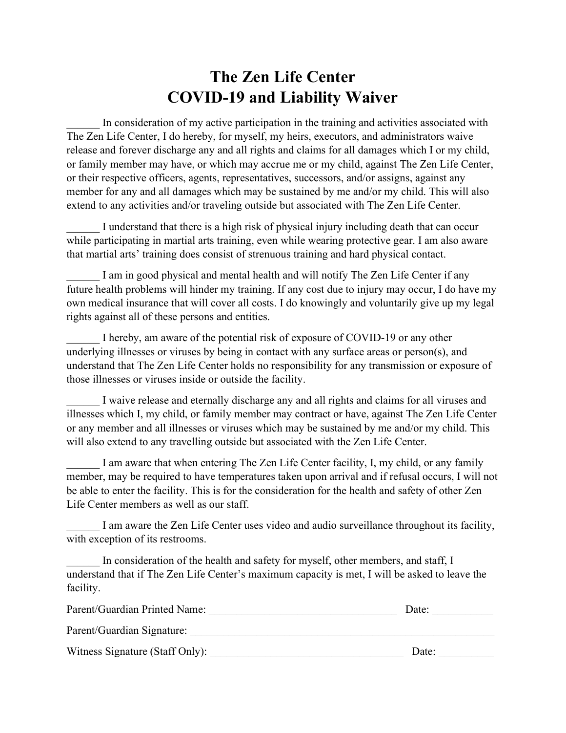# The Zen Life Center
# COVID-19 and Liability Waiver

______ In consideration of my active participation in the training and activities associated with The Zen Life Center, I do hereby, for myself, my heirs, executors, and administrators waive release and forever discharge any and all rights and claims for all damages which I or my child, or family member may have, or which may accrue me or my child, against The Zen Life Center, or their respective officers, agents, representatives, successors, and/or assigns, against any member for any and all damages which may be sustained by me and/or my child. This will also extend to any activities and/or traveling outside but associated with The Zen Life Center.

______ I understand that there is a high risk of physical injury including death that can occur while participating in martial arts training, even while wearing protective gear. I am also aware that martial arts' training does consist of strenuous training and hard physical contact.

______ I am in good physical and mental health and will notify The Zen Life Center if any future health problems will hinder my training. If any cost due to injury may occur, I do have my own medical insurance that will cover all costs. I do knowingly and voluntarily give up my legal rights against all of these persons and entities.

______ I hereby, am aware of the potential risk of exposure of COVID-19 or any other underlying illnesses or viruses by being in contact with any surface areas or person(s), and understand that The Zen Life Center holds no responsibility for any transmission or exposure of those illnesses or viruses inside or outside the facility.

______ I waive release and eternally discharge any and all rights and claims for all viruses and illnesses which I, my child, or family member may contract or have, against The Zen Life Center or any member and all illnesses or viruses which may be sustained by me and/or my child. This will also extend to any travelling outside but associated with the Zen Life Center.

______ I am aware that when entering The Zen Life Center facility, I, my child, or any family member, may be required to have temperatures taken upon arrival and if refusal occurs, I will not be able to enter the facility. This is for the consideration for the health and safety of other Zen Life Center members as well as our staff.

______ I am aware the Zen Life Center uses video and audio surveillance throughout its facility, with exception of its restrooms.

______ In consideration of the health and safety for myself, other members, and staff, I understand that if The Zen Life Center's maximum capacity is met, I will be asked to leave the facility.

Parent/Guardian Printed Name: ___________________________________ Date: ___________

Parent/Guardian Signature: ___________________________________________________________

Witness Signature (Staff Only): ____________________________________ Date: __________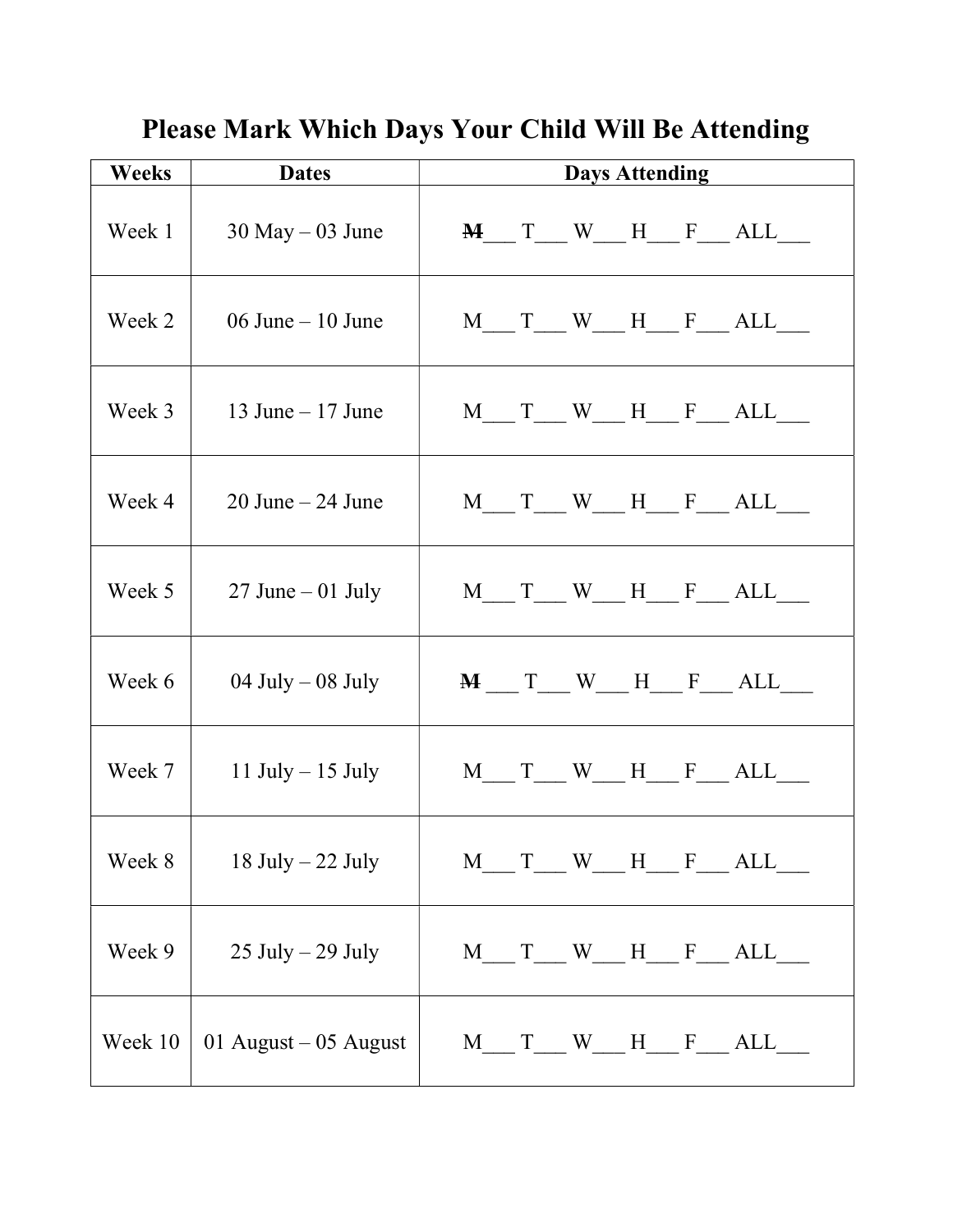# Please Mark Which Days Your Child Will Be Attending

| Weeks | Dates | Days Attending |
|---|---|---|
| Week 1 | 30 May – 03 June | ~~M~~___ T___ W___ H___ F___ ALL___ |
| Week 2 | 06 June – 10 June | M___ T___ W___ H___ F___ ALL___ |
| Week 3 | 13 June – 17 June | M___ T___ W___ H___ F___ ALL___ |
| Week 4 | 20 June – 24 June | M___ T___ W___ H___ F___ ALL___ |
| Week 5 | 27 June – 01 July | M___ T___ W___ H___ F___ ALL___ |
| Week 6 | 04 July – 08 July | ~~M~~ ___ T___ W___ H___ F___ ALL___ |
| Week 7 | 11 July – 15 July | M___ T___ W___ H___ F___ ALL___ |
| Week 8 | 18 July – 22 July | M___ T___ W___ H___ F___ ALL___ |
| Week 9 | 25 July – 29 July | M___ T___ W___ H___ F___ ALL___ |
| Week 10 | 01 August – 05 August | M___ T___ W___ H___ F___ ALL___ |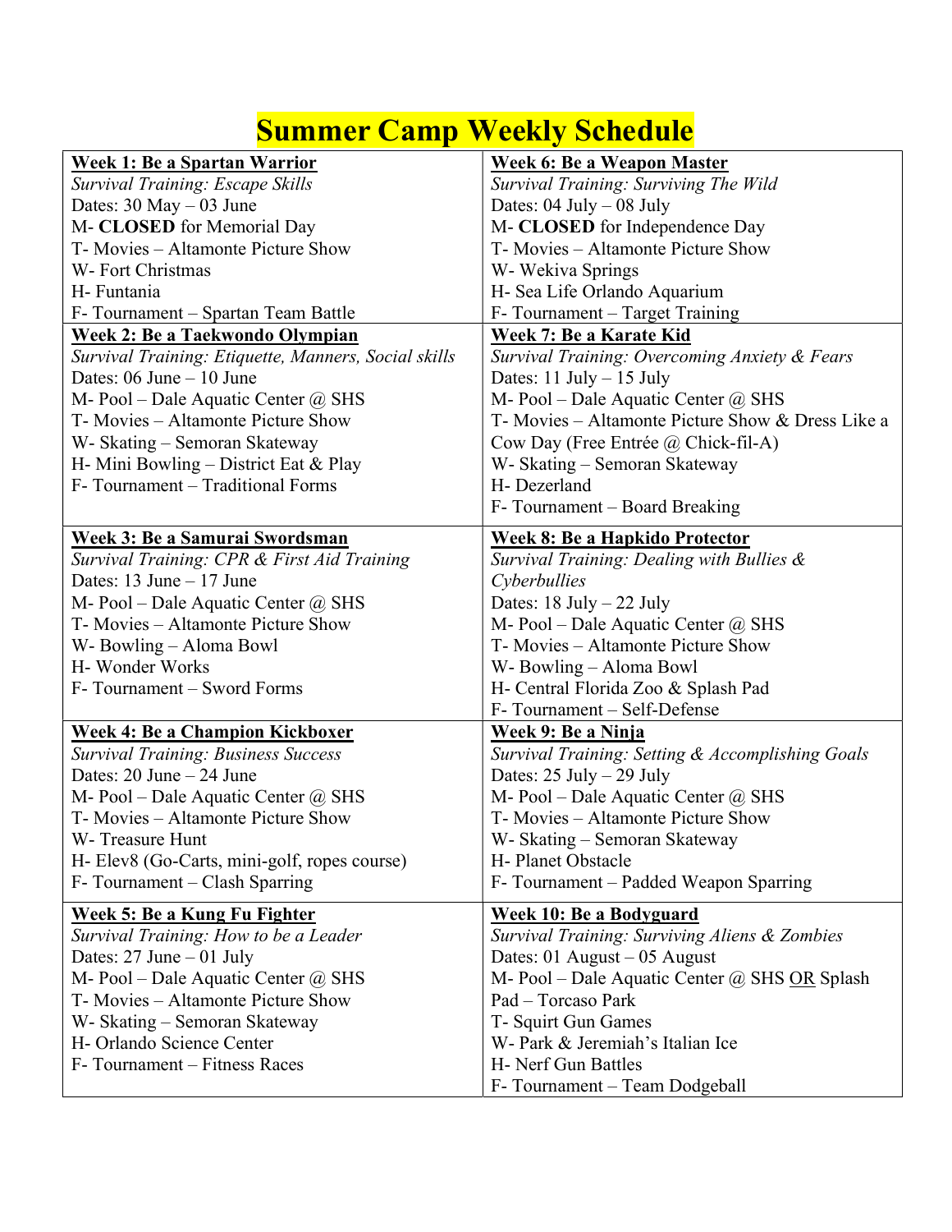# Summer Camp Weekly Schedule

**Week 1: Be a Spartan Warrior**
*Survival Training: Escape Skills*
Dates: 30 May – 03 June
M- **CLOSED** for Memorial Day
T- Movies – Altamonte Picture Show
W- Fort Christmas
H- Funtania
F- Tournament – Spartan Team Battle

**Week 2: Be a Taekwondo Olympian**
*Survival Training: Etiquette, Manners, Social skills*
Dates: 06 June – 10 June
M- Pool – Dale Aquatic Center @ SHS
T- Movies – Altamonte Picture Show
W- Skating – Semoran Skateway
H- Mini Bowling – District Eat & Play
F- Tournament – Traditional Forms

**Week 3: Be a Samurai Swordsman**
*Survival Training: CPR & First Aid Training*
Dates: 13 June – 17 June
M- Pool – Dale Aquatic Center @ SHS
T- Movies – Altamonte Picture Show
W- Bowling – Aloma Bowl
H- Wonder Works
F- Tournament – Sword Forms

**Week 4: Be a Champion Kickboxer**
*Survival Training: Business Success*
Dates: 20 June – 24 June
M- Pool – Dale Aquatic Center @ SHS
T- Movies – Altamonte Picture Show
W- Treasure Hunt
H- Elev8 (Go-Carts, mini-golf, ropes course)
F- Tournament – Clash Sparring

**Week 5: Be a Kung Fu Fighter**
*Survival Training: How to be a Leader*
Dates: 27 June – 01 July
M- Pool – Dale Aquatic Center @ SHS
T- Movies – Altamonte Picture Show
W- Skating – Semoran Skateway
H- Orlando Science Center
F- Tournament – Fitness Races

**Week 6: Be a Weapon Master**
*Survival Training: Surviving The Wild*
Dates: 04 July – 08 July
M- **CLOSED** for Independence Day
T- Movies – Altamonte Picture Show
W- Wekiva Springs
H- Sea Life Orlando Aquarium
F- Tournament – Target Training

**Week 7: Be a Karate Kid**
*Survival Training: Overcoming Anxiety & Fears*
Dates: 11 July – 15 July
M- Pool – Dale Aquatic Center @ SHS
T- Movies – Altamonte Picture Show & Dress Like a Cow Day (Free Entrée @ Chick-fil-A)
W- Skating – Semoran Skateway
H- Dezerland
F- Tournament – Board Breaking

**Week 8: Be a Hapkido Protector**
*Survival Training: Dealing with Bullies & Cyberbullies*
Dates: 18 July – 22 July
M- Pool – Dale Aquatic Center @ SHS
T- Movies – Altamonte Picture Show
W- Bowling – Aloma Bowl
H- Central Florida Zoo & Splash Pad
F- Tournament – Self-Defense

**Week 9: Be a Ninja**
*Survival Training: Setting & Accomplishing Goals*
Dates: 25 July – 29 July
M- Pool – Dale Aquatic Center @ SHS
T- Movies – Altamonte Picture Show
W- Skating – Semoran Skateway
H- Planet Obstacle
F- Tournament – Padded Weapon Sparring

**Week 10: Be a Bodyguard**
*Survival Training: Surviving Aliens & Zombies*
Dates: 01 August – 05 August
M- Pool – Dale Aquatic Center @ SHS OR Splash Pad – Torcaso Park
T- Squirt Gun Games
W- Park & Jeremiah's Italian Ice
H- Nerf Gun Battles
F- Tournament – Team Dodgeball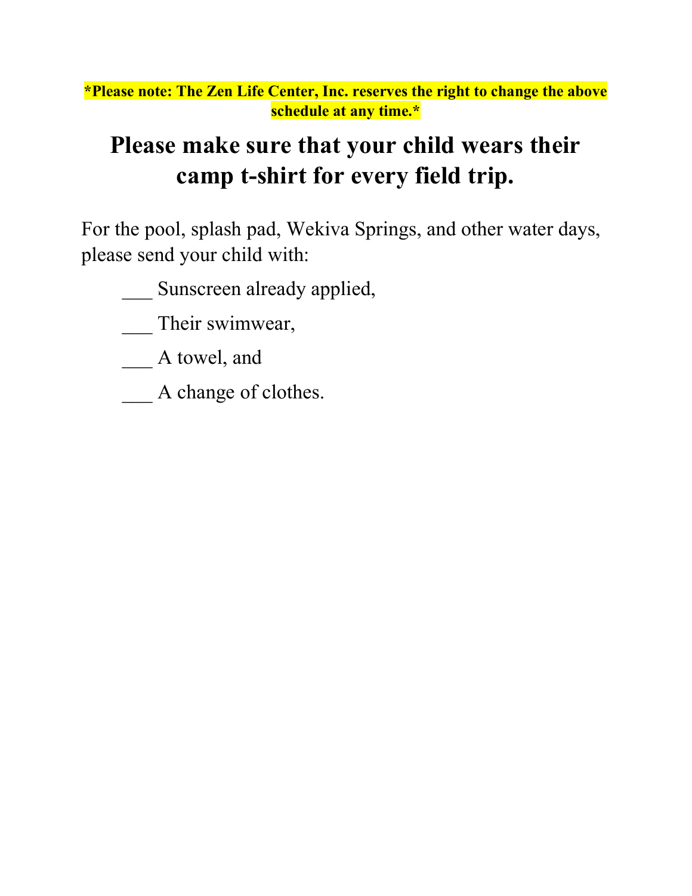**\*Please note: The Zen Life Center, Inc. reserves the right to change the above schedule at any time.\***

## Please make sure that your child wears their camp t-shirt for every field trip.

For the pool, splash pad, Wekiva Springs, and other water days, please send your child with:

___ Sunscreen already applied,

___ Their swimwear,

___ A towel, and

___ A change of clothes.